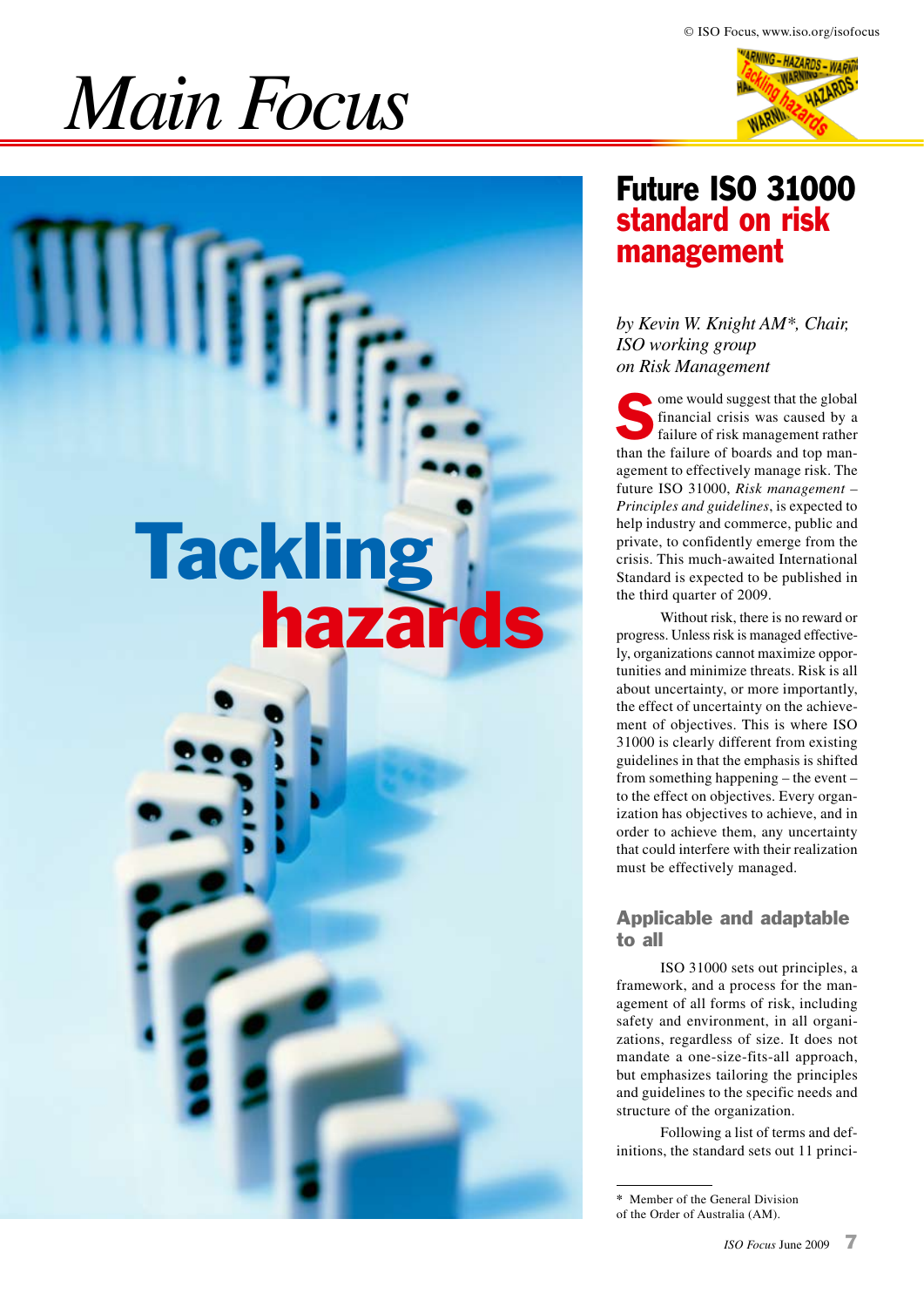# Main Focus

# Tackling hazards

## Future ISO 31000 standard on risk management

*by Kevin W. Knight AM\*, Chair, ISO working group on Risk Management*

Some would suggest that the global financial crisis was caused by a failure of risk management rather than the failure of boards and top management to effectively manage risk. The future ISO 31000, *Risk management – Principles and guidelines*, is expected to help industry and commerce, public and private, to confidently emerge from the crisis. This much-awaited International Standard is expected to be published in the third quarter of 2009.

Without risk, there is no reward or progress. Unless risk is managed effectively, organizations cannot maximize opportunities and minimize threats. Risk is all about uncertainty, or more importantly, the effect of uncertainty on the achievement of objectives. This is where ISO 31000 is clearly different from existing guidelines in that the emphasis is shifted from something happening – the event – to the effect on objectives. Every organization has objectives to achieve, and in order to achieve them, any uncertainty that could interfere with their realization must be effectively managed.

### Applicable and adaptable to all

ISO 31000 sets out principles, a framework, and a process for the management of all forms of risk, including safety and environment, in all organizations, regardless of size. It does not mandate a one-size-fits-all approach, but emphasizes tailoring the principles and guidelines to the specific needs and structure of the organization.

Following a list of terms and definitions, the standard sets out 11 princi-

\* Member of the General Division of the Order of Australia (AM).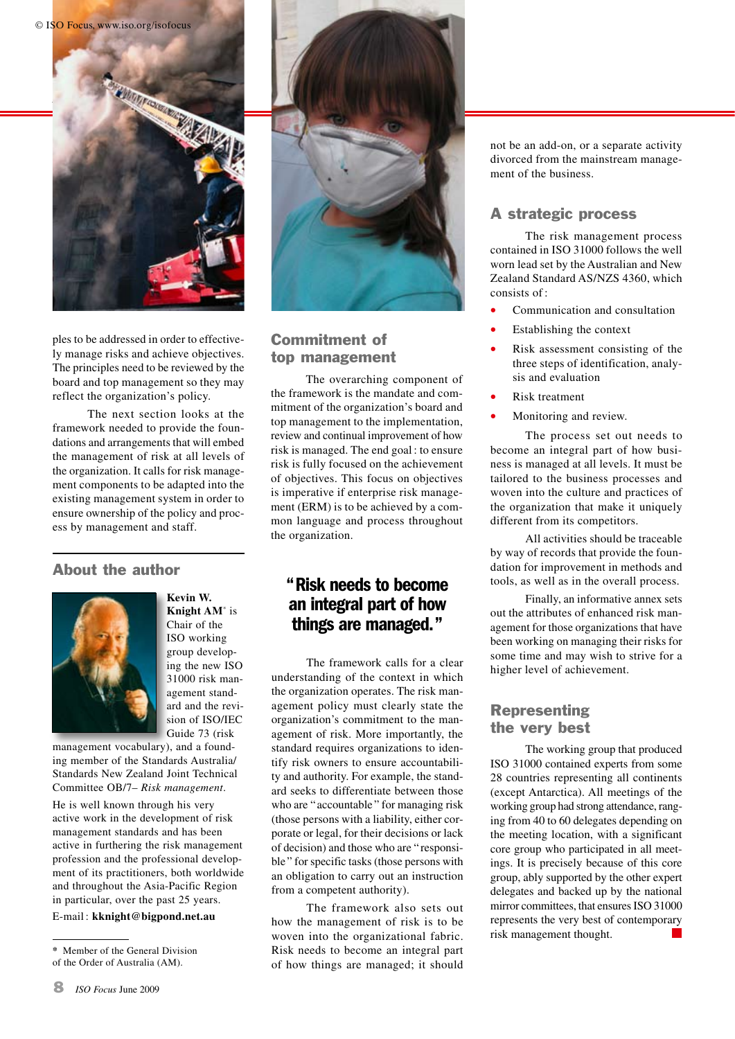ples to be addressed in order to effectively manage risks and achieve objectives. The principles need to be reviewed by the board and top management so they may reflect the organization's policy.

The next section looks at the framework needed to provide the foundations and arrangements that will embed the management of risk at all levels of the organization. It calls for risk management components to be adapted into the existing management system in order to ensure ownership of the policy and process by management and staff.

## About the author

**Kevin W. Knight AM*** is Chair of the ISO working group developing the new ISO 31000 risk management standard and the revision of ISO/IEC Guide 73 (risk management vocabulary), and a founding member of the Standards Australia/ Standards New Zealand Joint Technical Committee OB/7– *Risk management*.

He is well known through his very active work in the development of risk management standards and has been active in furthering the risk management profession and the professional development of its practitioners, both worldwide and throughout the Asia-Pacific Region in particular, over the past 25 years.

E-mail : **kknight@bigpond.net.au**

* Member of the General Division of the Order of Australia (AM).

## Commitment of top management

The overarching component of the framework is the mandate and commitment of the organization's board and top management to the implementation, review and continual improvement of how risk is managed. The end goal : to ensure risk is fully focused on the achievement of objectives. This focus on objectives is imperative if enterprise risk management (ERM) is to be achieved by a common language and process throughout the organization.

> **" Risk needs to become an integral part of how things are managed. "**

The framework calls for a clear understanding of the context in which the organization operates. The risk management policy must clearly state the organization's commitment to the management of risk. More importantly, the standard requires organizations to identify risk owners to ensure accountability and authority. For example, the standard seeks to differentiate between those who are " accountable " for managing risk (those persons with a liability, either corporate or legal, for their decisions or lack of decision) and those who are " responsible " for specific tasks (those persons with an obligation to carry out an instruction from a competent authority).

The framework also sets out how the management of risk is to be woven into the organizational fabric. Risk needs to become an integral part of how things are managed; it should not be an add-on, or a separate activity divorced from the mainstream management of the business.

## A strategic process

The risk management process contained in ISO 31000 follows the well worn lead set by the Australian and New Zealand Standard AS/NZS 4360, which consists of :

- Communication and consultation
- Establishing the context
- Risk assessment consisting of the three steps of identification, analysis and evaluation
- Risk treatment
- Monitoring and review.

The process set out needs to become an integral part of how business is managed at all levels. It must be tailored to the business processes and woven into the culture and practices of the organization that make it uniquely different from its competitors.

All activities should be traceable by way of records that provide the foundation for improvement in methods and tools, as well as in the overall process.

Finally, an informative annex sets out the attributes of enhanced risk management for those organizations that have been working on managing their risks for some time and may wish to strive for a higher level of achievement.

## Representing the very best

The working group that produced ISO 31000 contained experts from some 28 countries representing all continents (except Antarctica). All meetings of the working group had strong attendance, ranging from 40 to 60 delegates depending on the meeting location, with a significant core group who participated in all meetings. It is precisely because of this core group, ably supported by the other expert delegates and backed up by the national mirror committees, that ensures ISO 31000 represents the very best of contemporary risk management thought.